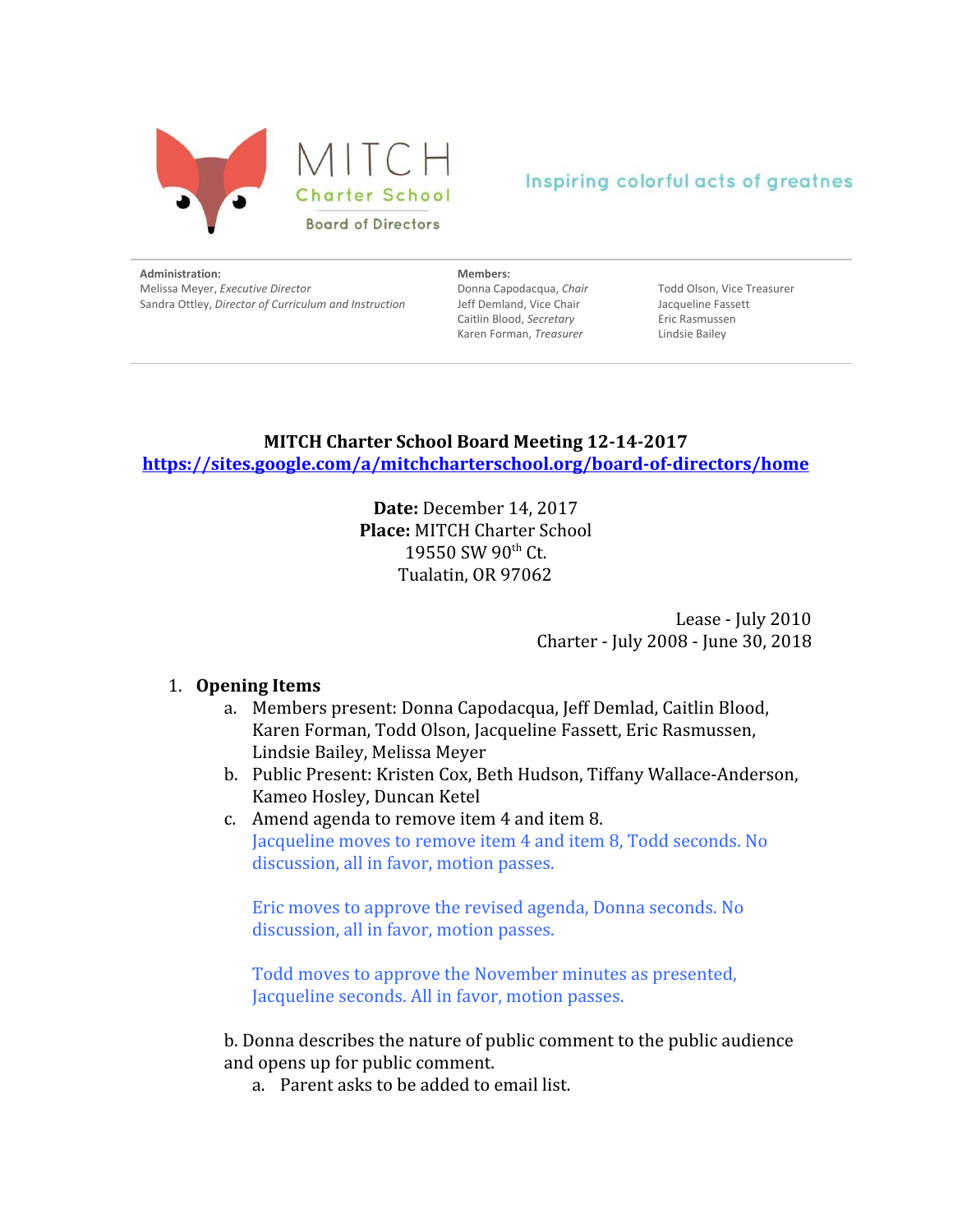MITCH
Charter School
Board of Directors

Inspiring colorful acts of greatnes

**Administration:**
Melissa Meyer, *Executive Director*
Sandra Ottley, *Director of Curriculum and Instruction*

**Members:**
Donna Capodacqua, *Chair*
Jeff Demland, Vice Chair
Caitlin Blood, *Secretary*
Karen Forman, *Treasurer*
Todd Olson, Vice Treasurer
Jacqueline Fassett
Eric Rasmussen
Lindsie Bailey

**MITCH Charter School Board Meeting 12-14-2017**
**https://sites.google.com/a/mitchcharterschool.org/board-of-directors/home**

**Date:** December 14, 2017
**Place:** MITCH Charter School
19550 SW 90th Ct.
Tualatin, OR 97062

Lease - July 2010
Charter - July 2008 - June 30, 2018

1. **Opening Items**
   a. Members present: Donna Capodacqua, Jeff Demlad, Caitlin Blood, Karen Forman, Todd Olson, Jacqueline Fassett, Eric Rasmussen, Lindsie Bailey, Melissa Meyer
   b. Public Present: Kristen Cox, Beth Hudson, Tiffany Wallace-Anderson, Kameo Hosley, Duncan Ketel
   c. Amend agenda to remove item 4 and item 8.
      Jacqueline moves to remove item 4 and item 8, Todd seconds. No discussion, all in favor, motion passes.

      Eric moves to approve the revised agenda, Donna seconds. No discussion, all in favor, motion passes.

      Todd moves to approve the November minutes as presented, Jacqueline seconds. All in favor, motion passes.

   b. Donna describes the nature of public comment to the public audience and opens up for public comment.
      a. Parent asks to be added to email list.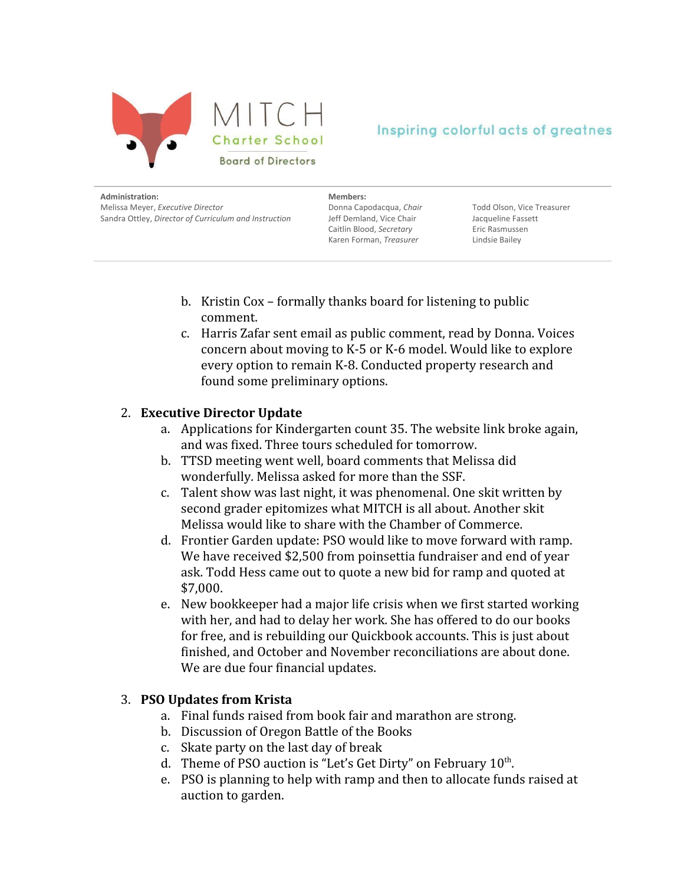b. Kristin Cox – formally thanks board for listening to public comment.

c. Harris Zafar sent email as public comment, read by Donna. Voices concern about moving to K-5 or K-6 model. Would like to explore every option to remain K-8. Conducted property research and found some preliminary options.

2. **Executive Director Update**
   a. Applications for Kindergarten count 35. The website link broke again, and was fixed. Three tours scheduled for tomorrow.
   b. TTSD meeting went well, board comments that Melissa did wonderfully. Melissa asked for more than the SSF.
   c. Talent show was last night, it was phenomenal. One skit written by second grader epitomizes what MITCH is all about. Another skit Melissa would like to share with the Chamber of Commerce.
   d. Frontier Garden update: PSO would like to move forward with ramp. We have received $2,500 from poinsettia fundraiser and end of year ask. Todd Hess came out to quote a new bid for ramp and quoted at $7,000.
   e. New bookkeeper had a major life crisis when we first started working with her, and had to delay her work. She has offered to do our books for free, and is rebuilding our Quickbook accounts. This is just about finished, and October and November reconciliations are about done. We are due four financial updates.

3. **PSO Updates from Krista**
   a. Final funds raised from book fair and marathon are strong.
   b. Discussion of Oregon Battle of the Books
   c. Skate party on the last day of break
   d. Theme of PSO auction is "Let's Get Dirty" on February 10th.
   e. PSO is planning to help with ramp and then to allocate funds raised at auction to garden.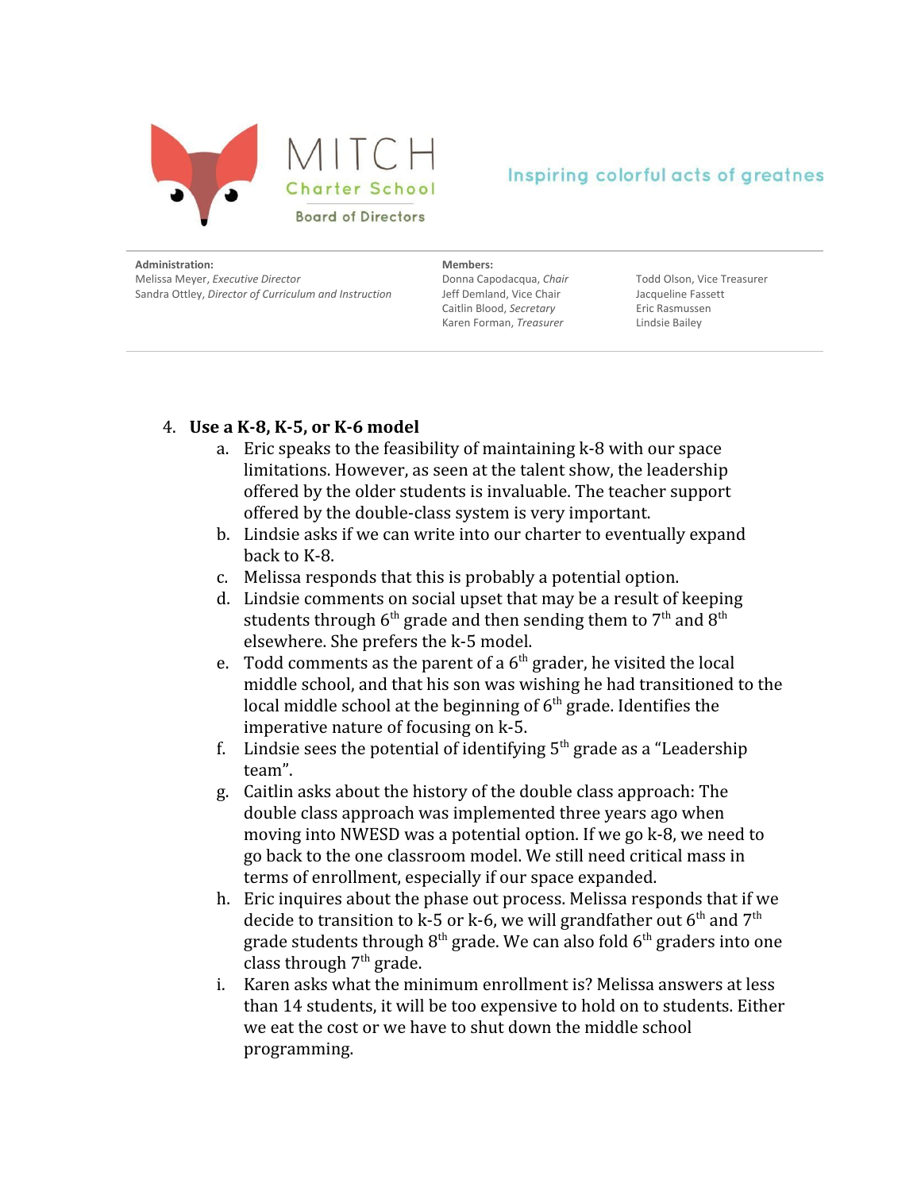**MITCH Charter School**
**Board of Directors**

Inspiring colorful acts of greatnes

**Administration:**
Melissa Meyer, *Executive Director*
Sandra Ottley, *Director of Curriculum and Instruction*

**Members:**
Donna Capodacqua, *Chair*
Jeff Demland, Vice Chair
Caitlin Blood, *Secretary*
Karen Forman, *Treasurer*
Todd Olson, Vice Treasurer
Jacqueline Fassett
Eric Rasmussen
Lindsie Bailey

4. **Use a K-8, K-5, or K-6 model**
   a. Eric speaks to the feasibility of maintaining k-8 with our space limitations. However, as seen at the talent show, the leadership offered by the older students is invaluable. The teacher support offered by the double-class system is very important.
   b. Lindsie asks if we can write into our charter to eventually expand back to K-8.
   c. Melissa responds that this is probably a potential option.
   d. Lindsie comments on social upset that may be a result of keeping students through 6th grade and then sending them to 7th and 8th elsewhere. She prefers the k-5 model.
   e. Todd comments as the parent of a 6th grader, he visited the local middle school, and that his son was wishing he had transitioned to the local middle school at the beginning of 6th grade. Identifies the imperative nature of focusing on k-5.
   f. Lindsie sees the potential of identifying 5th grade as a "Leadership team".
   g. Caitlin asks about the history of the double class approach: The double class approach was implemented three years ago when moving into NWESD was a potential option. If we go k-8, we need to go back to the one classroom model. We still need critical mass in terms of enrollment, especially if our space expanded.
   h. Eric inquires about the phase out process. Melissa responds that if we decide to transition to k-5 or k-6, we will grandfather out 6th and 7th grade students through 8th grade. We can also fold 6th graders into one class through 7th grade.
   i. Karen asks what the minimum enrollment is? Melissa answers at less than 14 students, it will be too expensive to hold on to students. Either we eat the cost or we have to shut down the middle school programming.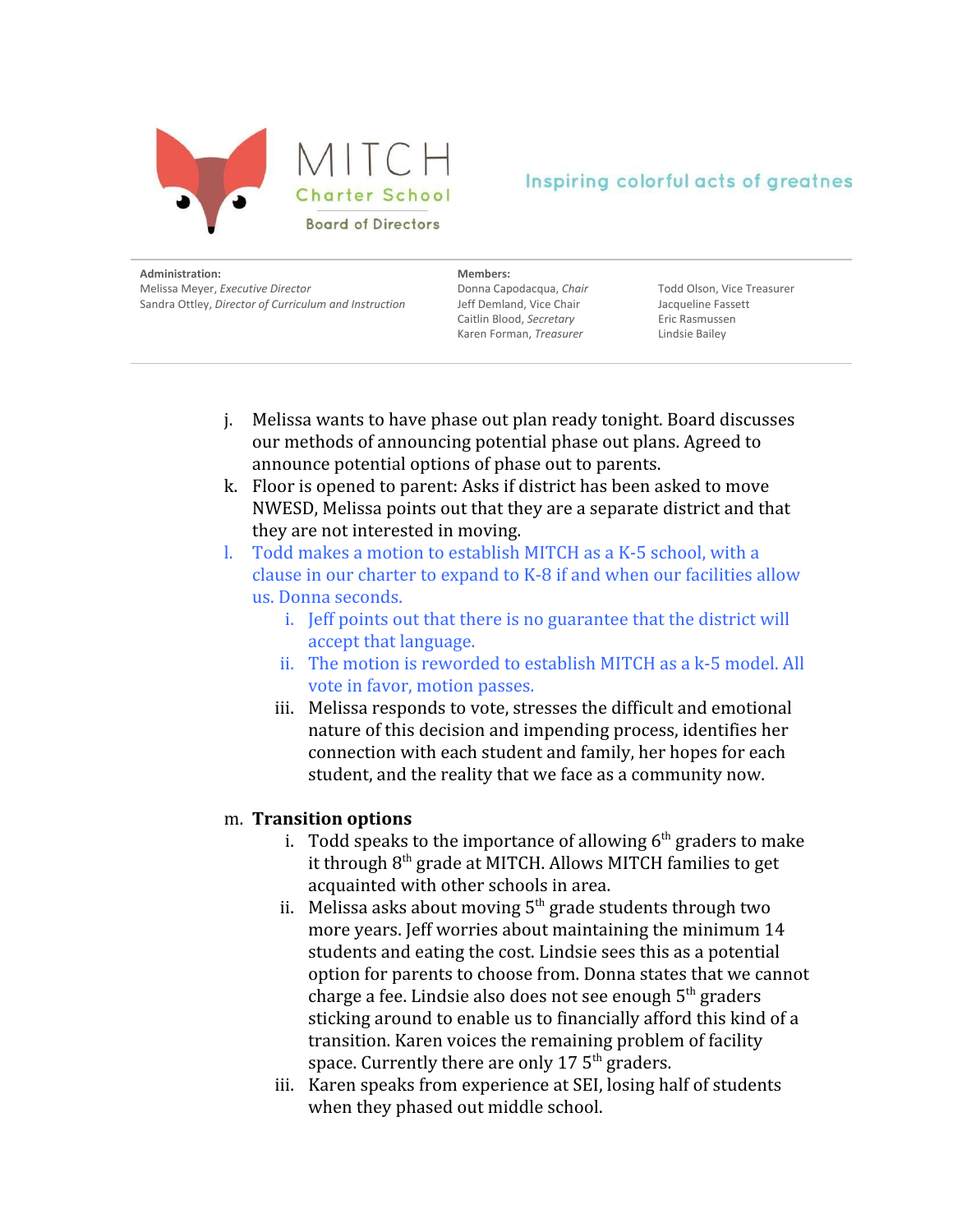j. Melissa wants to have phase out plan ready tonight. Board discusses our methods of announcing potential phase out plans. Agreed to announce potential options of phase out to parents.

k. Floor is opened to parent: Asks if district has been asked to move NWESD, Melissa points out that they are a separate district and that they are not interested in moving.

l. Todd makes a motion to establish MITCH as a K-5 school, with a clause in our charter to expand to K-8 if and when our facilities allow us. Donna seconds.

   i. Jeff points out that there is no guarantee that the district will accept that language.

   ii. The motion is reworded to establish MITCH as a k-5 model. All vote in favor, motion passes.

   iii. Melissa responds to vote, stresses the difficult and emotional nature of this decision and impending process, identifies her connection with each student and family, her hopes for each student, and the reality that we face as a community now.

m. **Transition options**

   i. Todd speaks to the importance of allowing 6th graders to make it through 8th grade at MITCH. Allows MITCH families to get acquainted with other schools in area.

   ii. Melissa asks about moving 5th grade students through two more years. Jeff worries about maintaining the minimum 14 students and eating the cost. Lindsie sees this as a potential option for parents to choose from. Donna states that we cannot charge a fee. Lindsie also does not see enough 5th graders sticking around to enable us to financially afford this kind of a transition. Karen voices the remaining problem of facility space. Currently there are only 17 5th graders.

   iii. Karen speaks from experience at SEI, losing half of students when they phased out middle school.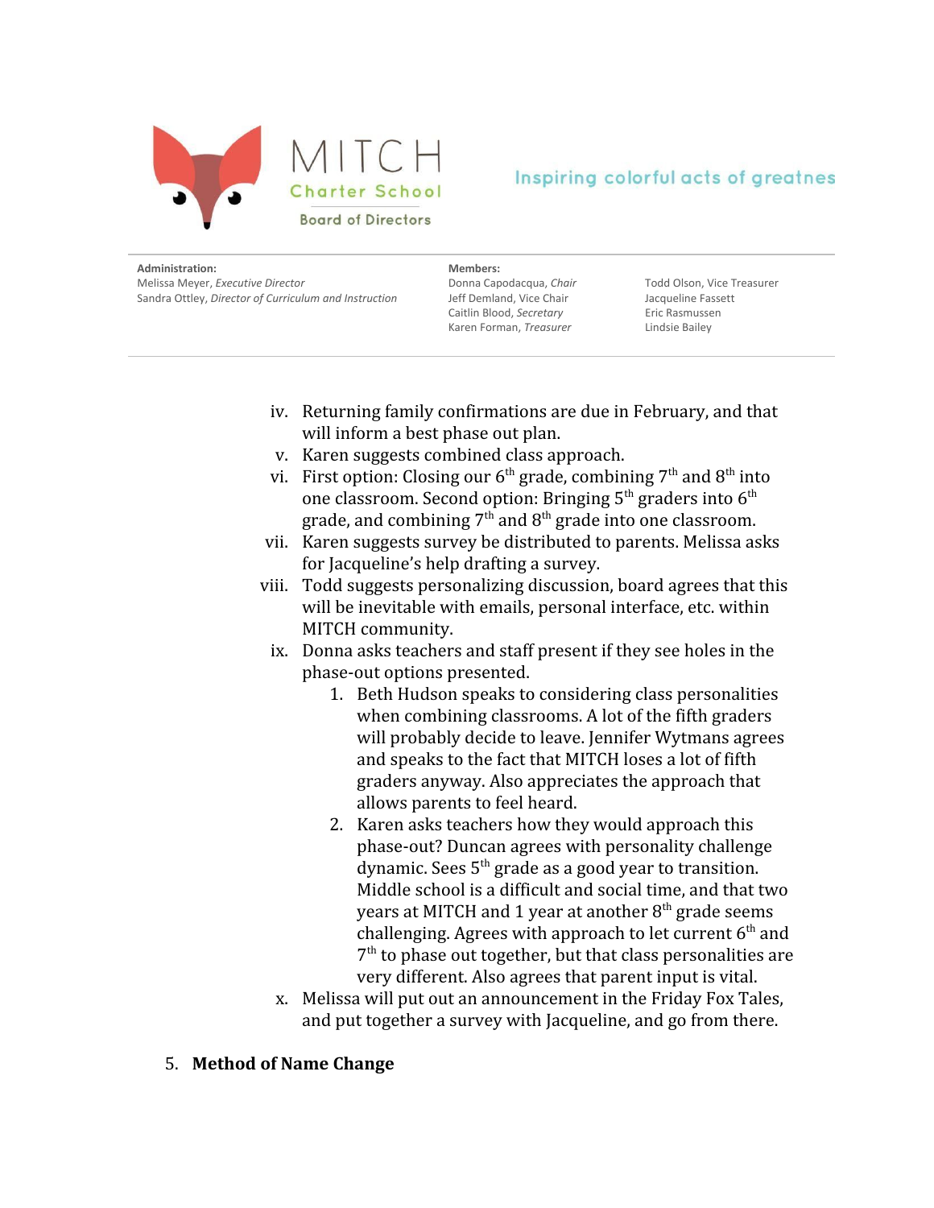iv. Returning family confirmations are due in February, and that will inform a best phase out plan.

v. Karen suggests combined class approach.

vi. First option: Closing our 6th grade, combining 7th and 8th into one classroom. Second option: Bringing 5th graders into 6th grade, and combining 7th and 8th grade into one classroom.

vii. Karen suggests survey be distributed to parents. Melissa asks for Jacqueline's help drafting a survey.

viii. Todd suggests personalizing discussion, board agrees that this will be inevitable with emails, personal interface, etc. within MITCH community.

ix. Donna asks teachers and staff present if they see holes in the phase-out options presented.

1. Beth Hudson speaks to considering class personalities when combining classrooms. A lot of the fifth graders will probably decide to leave. Jennifer Wytmans agrees and speaks to the fact that MITCH loses a lot of fifth graders anyway. Also appreciates the approach that allows parents to feel heard.
2. Karen asks teachers how they would approach this phase-out? Duncan agrees with personality challenge dynamic. Sees 5th grade as a good year to transition. Middle school is a difficult and social time, and that two years at MITCH and 1 year at another 8th grade seems challenging. Agrees with approach to let current 6th and 7th to phase out together, but that class personalities are very different. Also agrees that parent input is vital.

x. Melissa will put out an announcement in the Friday Fox Tales, and put together a survey with Jacqueline, and go from there.

5. **Method of Name Change**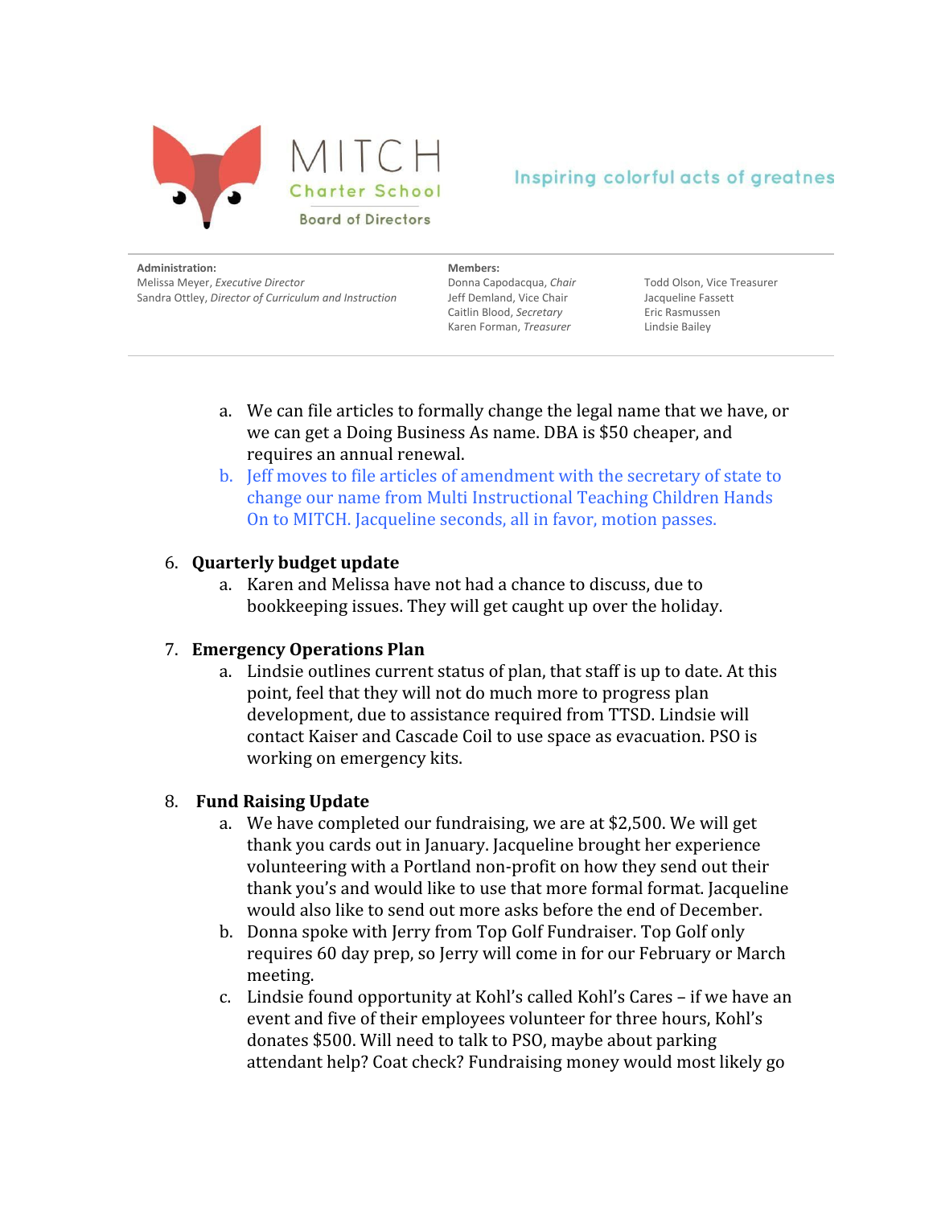a. We can file articles to formally change the legal name that we have, or we can get a Doing Business As name. DBA is $50 cheaper, and requires an annual renewal.
b. Jeff moves to file articles of amendment with the secretary of state to change our name from Multi Instructional Teaching Children Hands On to MITCH. Jacqueline seconds, all in favor, motion passes.

6. **Quarterly budget update**
    a. Karen and Melissa have not had a chance to discuss, due to bookkeeping issues. They will get caught up over the holiday.

7. **Emergency Operations Plan**
    a. Lindsie outlines current status of plan, that staff is up to date. At this point, feel that they will not do much more to progress plan development, due to assistance required from TTSD. Lindsie will contact Kaiser and Cascade Coil to use space as evacuation. PSO is working on emergency kits.

8. **Fund Raising Update**
    a. We have completed our fundraising, we are at $2,500. We will get thank you cards out in January. Jacqueline brought her experience volunteering with a Portland non-profit on how they send out their thank you's and would like to use that more formal format. Jacqueline would also like to send out more asks before the end of December.
    b. Donna spoke with Jerry from Top Golf Fundraiser. Top Golf only requires 60 day prep, so Jerry will come in for our February or March meeting.
    c. Lindsie found opportunity at Kohl's called Kohl's Cares – if we have an event and five of their employees volunteer for three hours, Kohl's donates $500. Will need to talk to PSO, maybe about parking attendant help? Coat check? Fundraising money would most likely go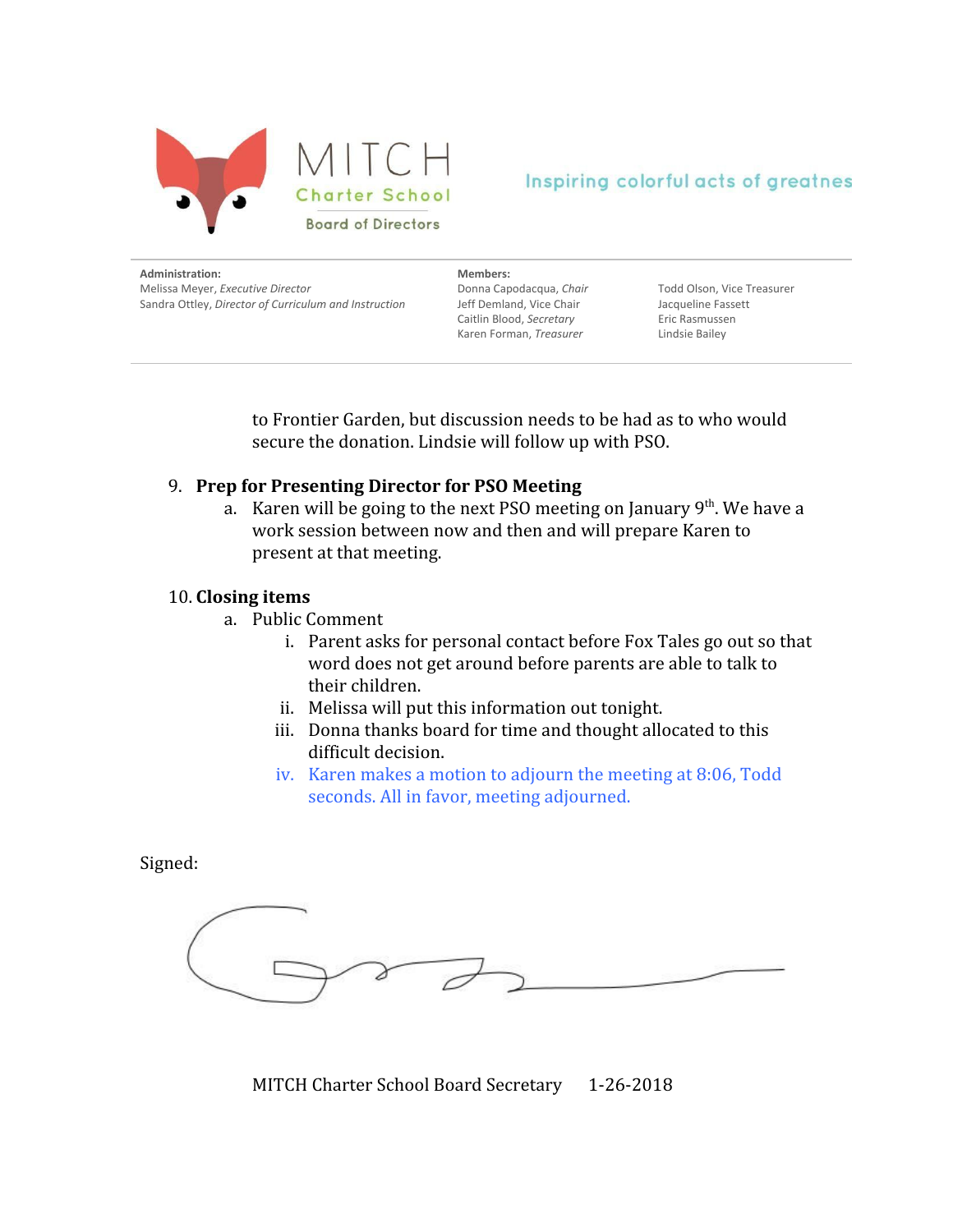MITCH Charter School

Board of Directors

Inspiring colorful acts of greatnes

**Administration:**
Melissa Meyer, *Executive Director*
Sandra Ottley, *Director of Curriculum and Instruction*

**Members:**
Donna Capodacqua, *Chair*
Jeff Demland, Vice Chair
Caitlin Blood, *Secretary*
Karen Forman, *Treasurer*
Todd Olson, Vice Treasurer
Jacqueline Fassett
Eric Rasmussen
Lindsie Bailey

to Frontier Garden, but discussion needs to be had as to who would secure the donation. Lindsie will follow up with PSO.

9. **Prep for Presenting Director for PSO Meeting**
   a. Karen will be going to the next PSO meeting on January 9th. We have a work session between now and then and will prepare Karen to present at that meeting.

10. **Closing items**
    a. Public Comment
       i. Parent asks for personal contact before Fox Tales go out so that word does not get around before parents are able to talk to their children.
       ii. Melissa will put this information out tonight.
       iii. Donna thanks board for time and thought allocated to this difficult decision.
       iv. Karen makes a motion to adjourn the meeting at 8:06, Todd seconds. All in favor, meeting adjourned.

Signed:

MITCH Charter School Board Secretary 1-26-2018